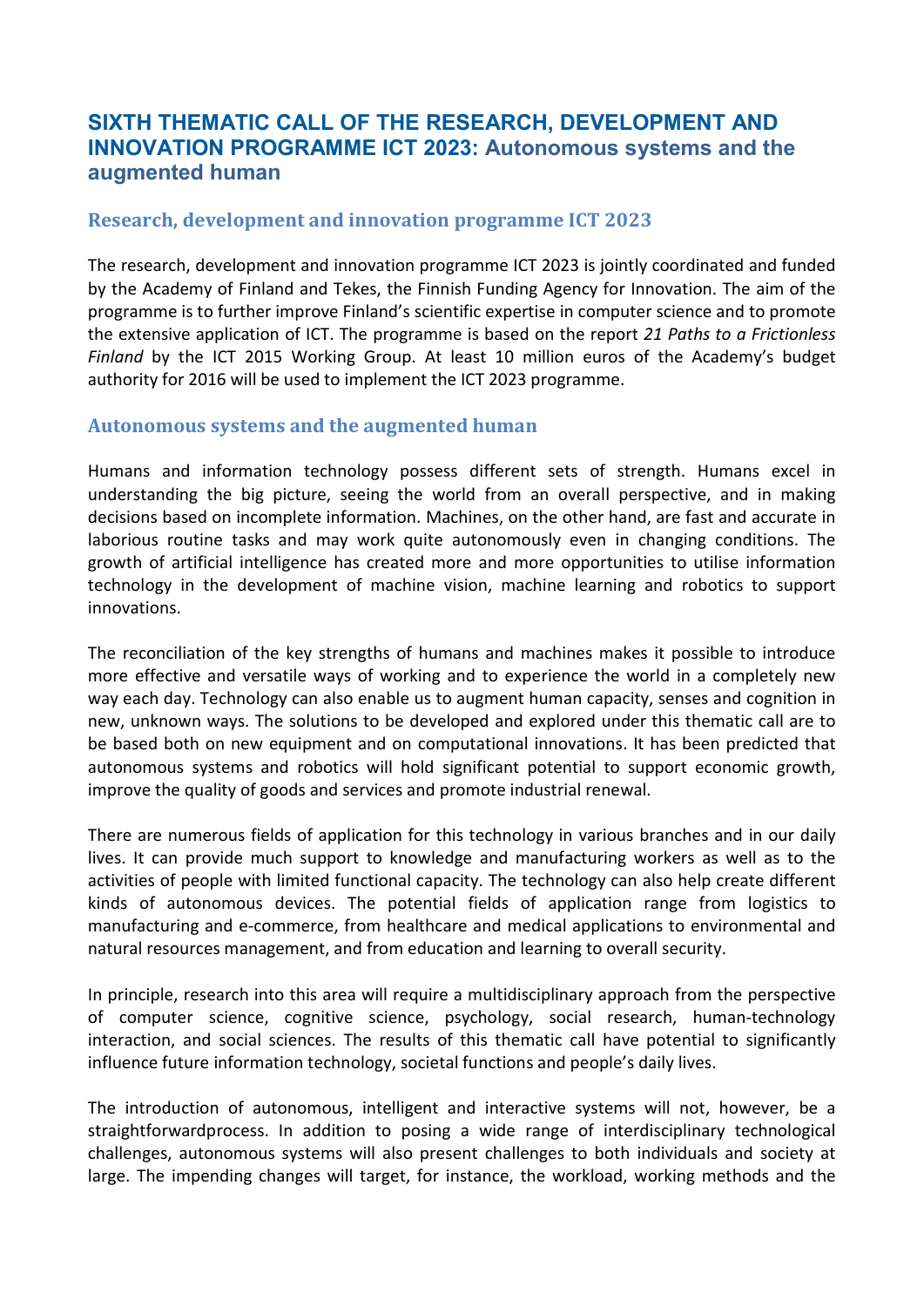# SIXTH THEMATIC CALL OF THE RESEARCH, DEVELOPMENT AND INNOVATION PROGRAMME ICT 2023: Autonomous systems and the augmented human

## Research, development and innovation programme ICT 2023

The research, development and innovation programme ICT 2023 is jointly coordinated and funded by the Academy of Finland and Tekes, the Finnish Funding Agency for Innovation. The aim of the programme is to further improve Finland's scientific expertise in computer science and to promote the extensive application of ICT. The programme is based on the report *21 Paths to a Frictionless Finland* by the ICT 2015 Working Group. At least 10 million euros of the Academy's budget authority for 2016 will be used to implement the ICT 2023 programme.

## Autonomous systems and the augmented human

Humans and information technology possess different sets of strength. Humans excel in understanding the big picture, seeing the world from an overall perspective, and in making decisions based on incomplete information. Machines, on the other hand, are fast and accurate in laborious routine tasks and may work quite autonomously even in changing conditions. The growth of artificial intelligence has created more and more opportunities to utilise information technology in the development of machine vision, machine learning and robotics to support innovations.

The reconciliation of the key strengths of humans and machines makes it possible to introduce more effective and versatile ways of working and to experience the world in a completely new way each day. Technology can also enable us to augment human capacity, senses and cognition in new, unknown ways. The solutions to be developed and explored under this thematic call are to be based both on new equipment and on computational innovations. It has been predicted that autonomous systems and robotics will hold significant potential to support economic growth, improve the quality of goods and services and promote industrial renewal.

There are numerous fields of application for this technology in various branches and in our daily lives. It can provide much support to knowledge and manufacturing workers as well as to the activities of people with limited functional capacity. The technology can also help create different kinds of autonomous devices. The potential fields of application range from logistics to manufacturing and e-commerce, from healthcare and medical applications to environmental and natural resources management, and from education and learning to overall security.

In principle, research into this area will require a multidisciplinary approach from the perspective of computer science, cognitive science, psychology, social research, human-technology interaction, and social sciences. The results of this thematic call have potential to significantly influence future information technology, societal functions and people's daily lives.

The introduction of autonomous, intelligent and interactive systems will not, however, be a straightforwardprocess. In addition to posing a wide range of interdisciplinary technological challenges, autonomous systems will also present challenges to both individuals and society at large. The impending changes will target, for instance, the workload, working methods and the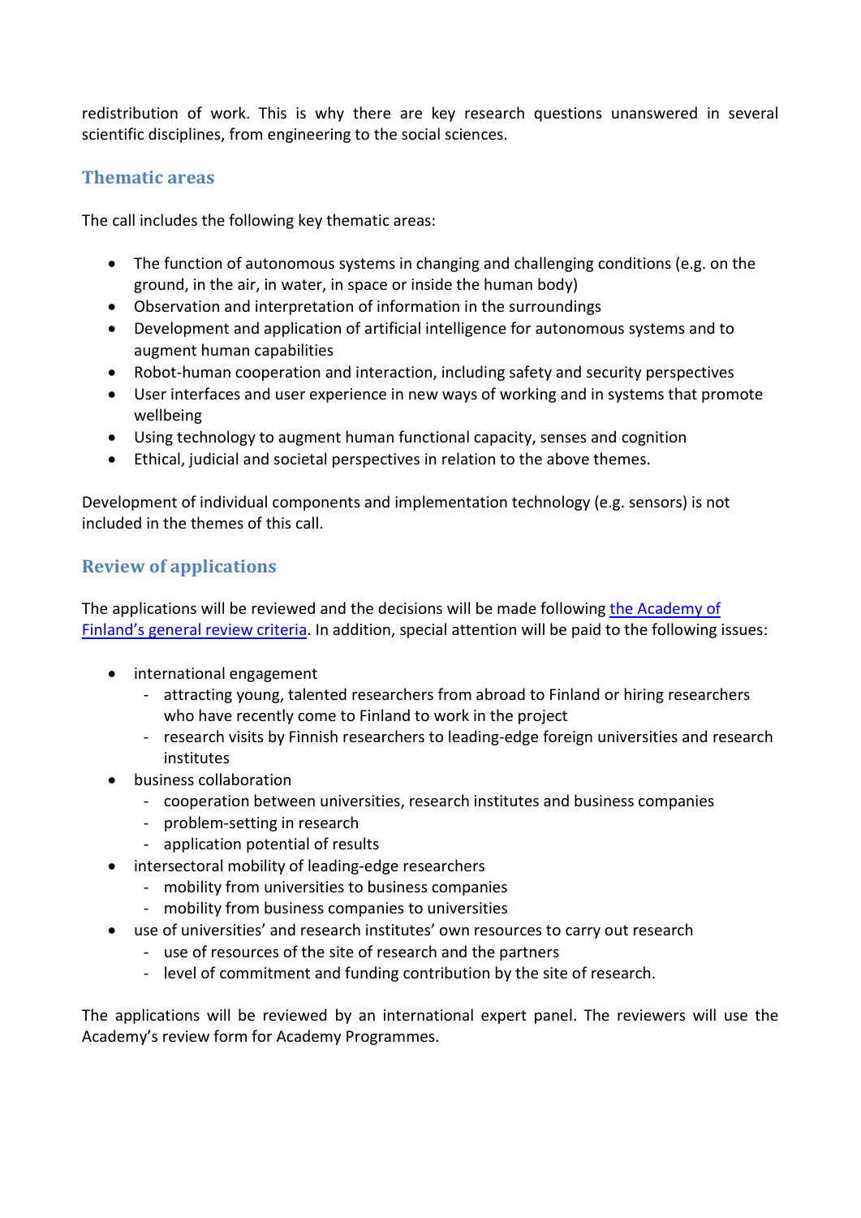redistribution of work. This is why there are key research questions unanswered in several scientific disciplines, from engineering to the social sciences.

## Thematic areas

The call includes the following key thematic areas:

- The function of autonomous systems in changing and challenging conditions (e.g. on the ground, in the air, in water, in space or inside the human body)
- Observation and interpretation of information in the surroundings
- Development and application of artificial intelligence for autonomous systems and to augment human capabilities
- Robot-human cooperation and interaction, including safety and security perspectives
- User interfaces and user experience in new ways of working and in systems that promote wellbeing
- Using technology to augment human functional capacity, senses and cognition
- Ethical, judicial and societal perspectives in relation to the above themes.

Development of individual components and implementation technology (e.g. sensors) is not included in the themes of this call.

## Review of applications

The applications will be reviewed and the decisions will be made following [the Academy of Finland's general review criteria](). In addition, special attention will be paid to the following issues:

- international engagement
  - attracting young, talented researchers from abroad to Finland or hiring researchers who have recently come to Finland to work in the project
  - research visits by Finnish researchers to leading-edge foreign universities and research institutes
- business collaboration
  - cooperation between universities, research institutes and business companies
  - problem-setting in research
  - application potential of results
- intersectoral mobility of leading-edge researchers
  - mobility from universities to business companies
  - mobility from business companies to universities
- use of universities' and research institutes' own resources to carry out research
  - use of resources of the site of research and the partners
  - level of commitment and funding contribution by the site of research.

The applications will be reviewed by an international expert panel. The reviewers will use the Academy's review form for Academy Programmes.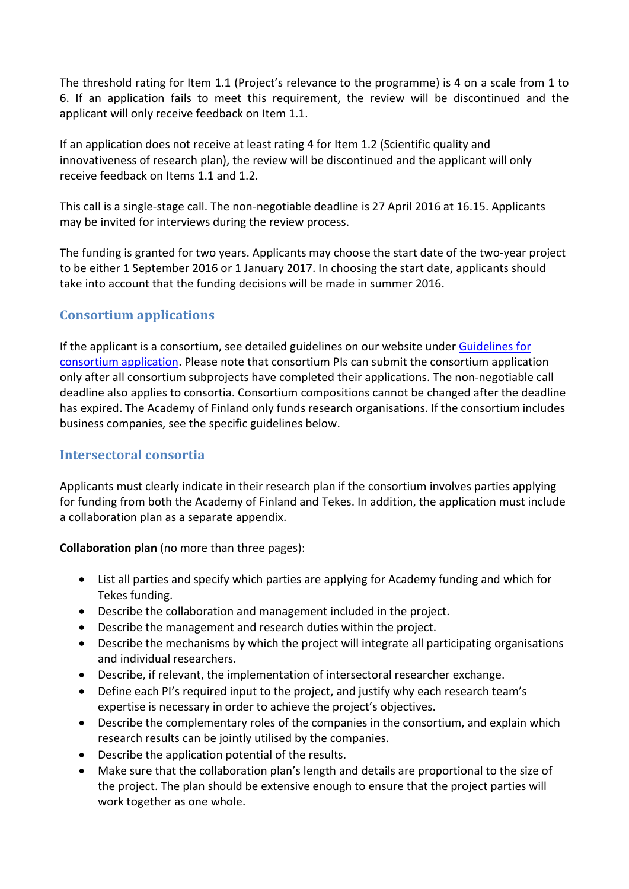The threshold rating for Item 1.1 (Project's relevance to the programme) is 4 on a scale from 1 to 6. If an application fails to meet this requirement, the review will be discontinued and the applicant will only receive feedback on Item 1.1.

If an application does not receive at least rating 4 for Item 1.2 (Scientific quality and innovativeness of research plan), the review will be discontinued and the applicant will only receive feedback on Items 1.1 and 1.2.

This call is a single-stage call. The non-negotiable deadline is 27 April 2016 at 16.15. Applicants may be invited for interviews during the review process.

The funding is granted for two years. Applicants may choose the start date of the two-year project to be either 1 September 2016 or 1 January 2017. In choosing the start date, applicants should take into account that the funding decisions will be made in summer 2016.

## Consortium applications

If the applicant is a consortium, see detailed guidelines on our website under [Guidelines for consortium application](). Please note that consortium PIs can submit the consortium application only after all consortium subprojects have completed their applications. The non-negotiable call deadline also applies to consortia. Consortium compositions cannot be changed after the deadline has expired. The Academy of Finland only funds research organisations. If the consortium includes business companies, see the specific guidelines below.

## Intersectoral consortia

Applicants must clearly indicate in their research plan if the consortium involves parties applying for funding from both the Academy of Finland and Tekes. In addition, the application must include a collaboration plan as a separate appendix.

**Collaboration plan** (no more than three pages):

- List all parties and specify which parties are applying for Academy funding and which for Tekes funding.
- Describe the collaboration and management included in the project.
- Describe the management and research duties within the project.
- Describe the mechanisms by which the project will integrate all participating organisations and individual researchers.
- Describe, if relevant, the implementation of intersectoral researcher exchange.
- Define each PI's required input to the project, and justify why each research team's expertise is necessary in order to achieve the project's objectives.
- Describe the complementary roles of the companies in the consortium, and explain which research results can be jointly utilised by the companies.
- Describe the application potential of the results.
- Make sure that the collaboration plan's length and details are proportional to the size of the project. The plan should be extensive enough to ensure that the project parties will work together as one whole.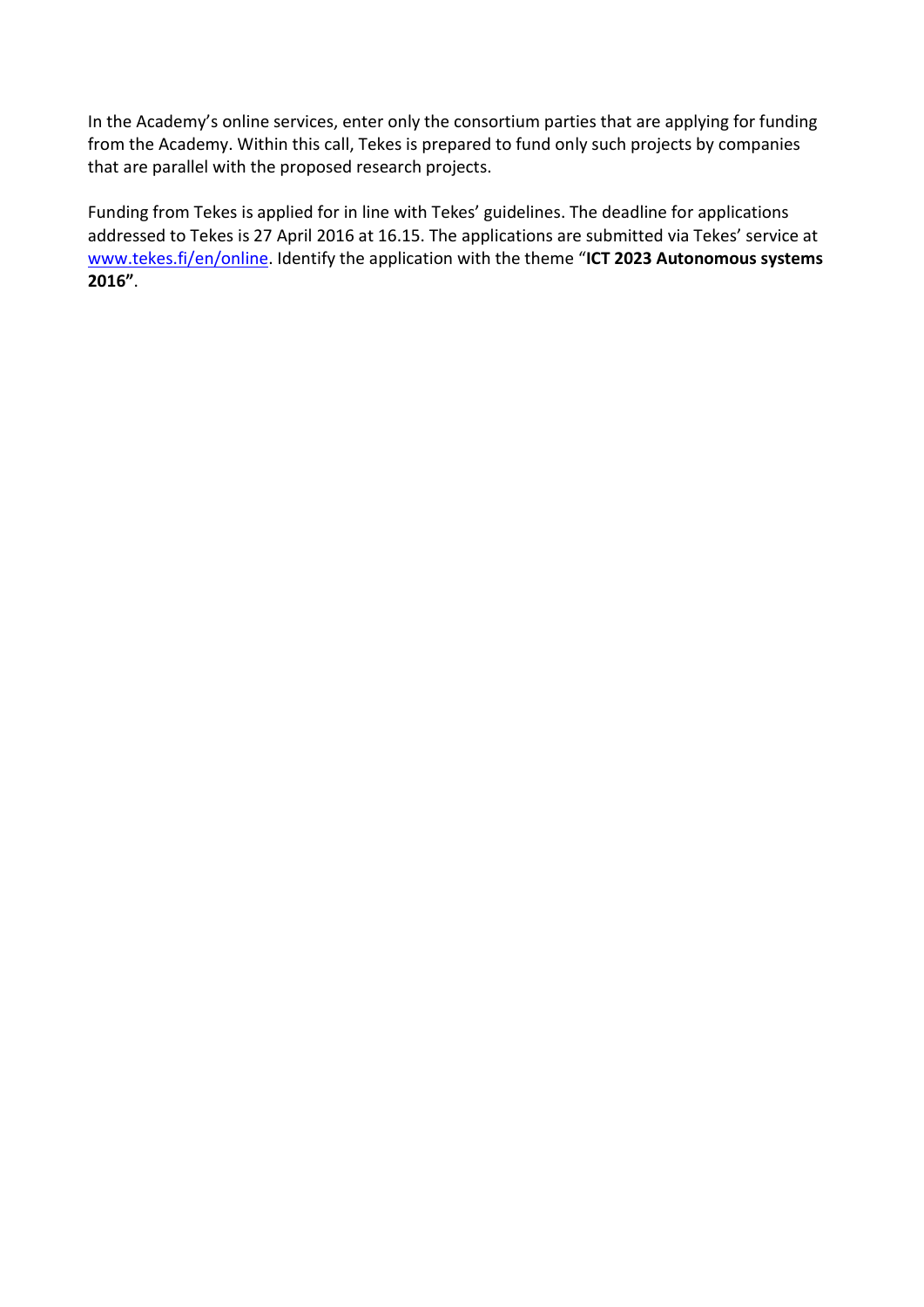In the Academy's online services, enter only the consortium parties that are applying for funding from the Academy. Within this call, Tekes is prepared to fund only such projects by companies that are parallel with the proposed research projects.

Funding from Tekes is applied for in line with Tekes' guidelines. The deadline for applications addressed to Tekes is 27 April 2016 at 16.15. The applications are submitted via Tekes' service at [www.tekes.fi/en/online](http://www.tekes.fi/en/online). Identify the application with the theme "**ICT 2023 Autonomous systems 2016"**.